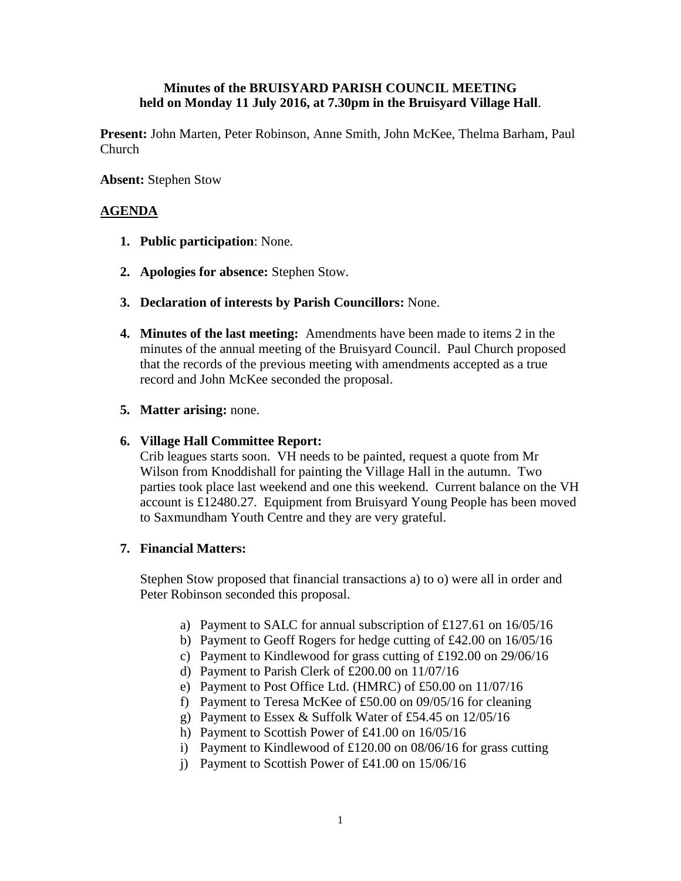**Minutes of the BRUISYARD PARISH COUNCIL MEETING held on Monday 11 July 2016, at 7.30pm in the Bruisyard Village Hall**.

**Present:** John Marten, Peter Robinson, Anne Smith, John McKee, Thelma Barham, Paul Church

**Absent:** Stephen Stow

## AGENDA

1. **Public participation**: None.

2. **Apologies for absence:** Stephen Stow.

3. **Declaration of interests by Parish Councillors:** None.

4. **Minutes of the last meeting:** Amendments have been made to items 2 in the minutes of the annual meeting of the Bruisyard Council. Paul Church proposed that the records of the previous meeting with amendments accepted as a true record and John McKee seconded the proposal.

5. **Matter arising:** none.

6. **Village Hall Committee Report:**
   Crib leagues starts soon. VH needs to be painted, request a quote from Mr Wilson from Knoddishall for painting the Village Hall in the autumn. Two parties took place last weekend and one this weekend. Current balance on the VH account is £12480.27. Equipment from Bruisyard Young People has been moved to Saxmundham Youth Centre and they are very grateful.

7. **Financial Matters:**

   Stephen Stow proposed that financial transactions a) to o) were all in order and Peter Robinson seconded this proposal.

   a) Payment to SALC for annual subscription of £127.61 on 16/05/16
   b) Payment to Geoff Rogers for hedge cutting of £42.00 on 16/05/16
   c) Payment to Kindlewood for grass cutting of £192.00 on 29/06/16
   d) Payment to Parish Clerk of £200.00 on 11/07/16
   e) Payment to Post Office Ltd. (HMRC) of £50.00 on 11/07/16
   f) Payment to Teresa McKee of £50.00 on 09/05/16 for cleaning
   g) Payment to Essex & Suffolk Water of £54.45 on 12/05/16
   h) Payment to Scottish Power of £41.00 on 16/05/16
   i) Payment to Kindlewood of £120.00 on 08/06/16 for grass cutting
   j) Payment to Scottish Power of £41.00 on 15/06/16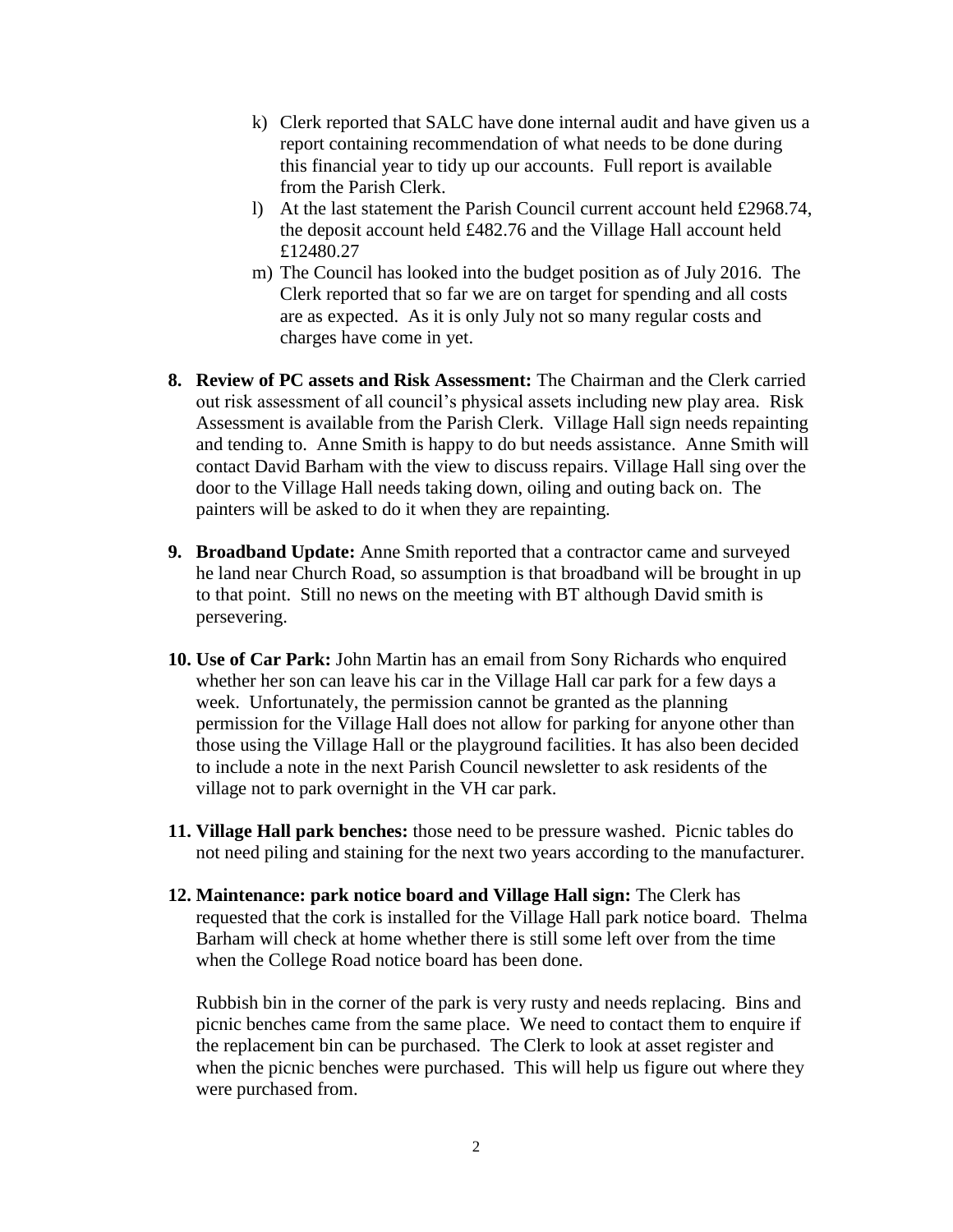k) Clerk reported that SALC have done internal audit and have given us a report containing recommendation of what needs to be done during this financial year to tidy up our accounts. Full report is available from the Parish Clerk.

l) At the last statement the Parish Council current account held £2968.74, the deposit account held £482.76 and the Village Hall account held £12480.27

m) The Council has looked into the budget position as of July 2016. The Clerk reported that so far we are on target for spending and all costs are as expected. As it is only July not so many regular costs and charges have come in yet.

8. **Review of PC assets and Risk Assessment:** The Chairman and the Clerk carried out risk assessment of all council's physical assets including new play area. Risk Assessment is available from the Parish Clerk. Village Hall sign needs repainting and tending to. Anne Smith is happy to do but needs assistance. Anne Smith will contact David Barham with the view to discuss repairs. Village Hall sing over the door to the Village Hall needs taking down, oiling and outing back on. The painters will be asked to do it when they are repainting.

9. **Broadband Update:** Anne Smith reported that a contractor came and surveyed he land near Church Road, so assumption is that broadband will be brought in up to that point. Still no news on the meeting with BT although David smith is persevering.

10. **Use of Car Park:** John Martin has an email from Sony Richards who enquired whether her son can leave his car in the Village Hall car park for a few days a week. Unfortunately, the permission cannot be granted as the planning permission for the Village Hall does not allow for parking for anyone other than those using the Village Hall or the playground facilities. It has also been decided to include a note in the next Parish Council newsletter to ask residents of the village not to park overnight in the VH car park.

11. **Village Hall park benches:** those need to be pressure washed. Picnic tables do not need piling and staining for the next two years according to the manufacturer.

12. **Maintenance: park notice board and Village Hall sign:** The Clerk has requested that the cork is installed for the Village Hall park notice board. Thelma Barham will check at home whether there is still some left over from the time when the College Road notice board has been done.

    Rubbish bin in the corner of the park is very rusty and needs replacing. Bins and picnic benches came from the same place. We need to contact them to enquire if the replacement bin can be purchased. The Clerk to look at asset register and when the picnic benches were purchased. This will help us figure out where they were purchased from.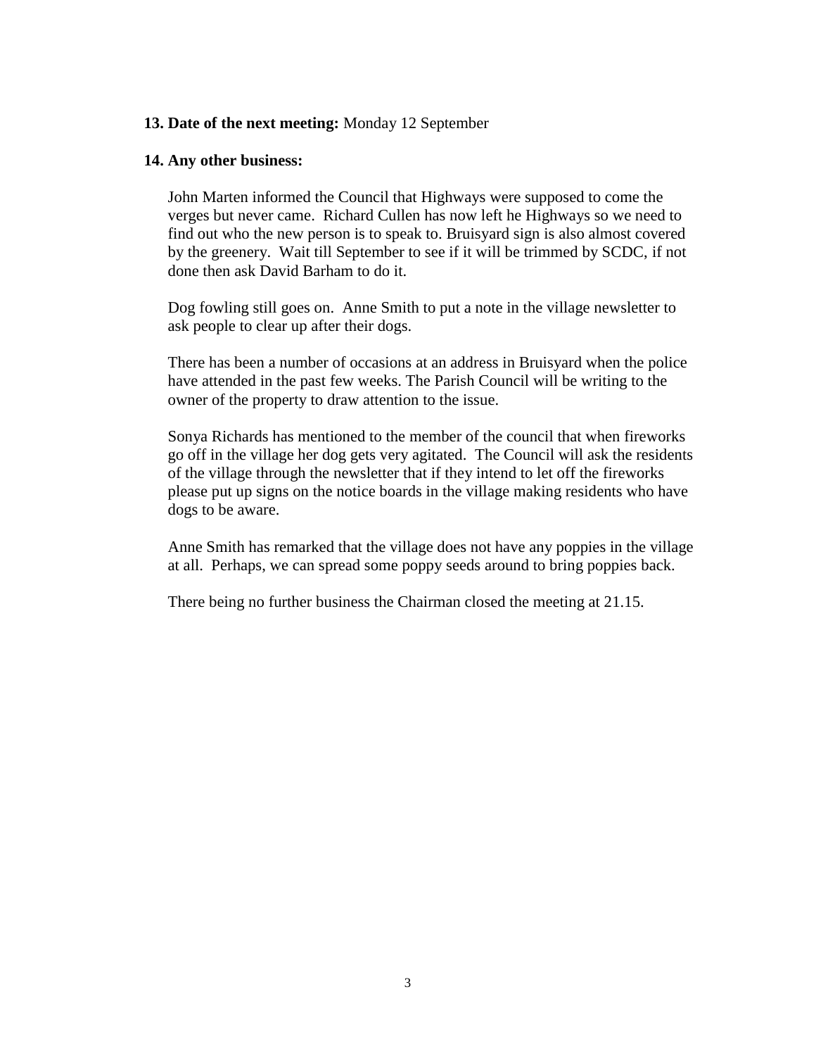**13. Date of the next meeting:** Monday 12 September

**14. Any other business:**

John Marten informed the Council that Highways were supposed to come the verges but never came. Richard Cullen has now left he Highways so we need to find out who the new person is to speak to. Bruisyard sign is also almost covered by the greenery. Wait till September to see if it will be trimmed by SCDC, if not done then ask David Barham to do it.

Dog fowling still goes on. Anne Smith to put a note in the village newsletter to ask people to clear up after their dogs.

There has been a number of occasions at an address in Bruisyard when the police have attended in the past few weeks. The Parish Council will be writing to the owner of the property to draw attention to the issue.

Sonya Richards has mentioned to the member of the council that when fireworks go off in the village her dog gets very agitated. The Council will ask the residents of the village through the newsletter that if they intend to let off the fireworks please put up signs on the notice boards in the village making residents who have dogs to be aware.

Anne Smith has remarked that the village does not have any poppies in the village at all. Perhaps, we can spread some poppy seeds around to bring poppies back.

There being no further business the Chairman closed the meeting at 21.15.